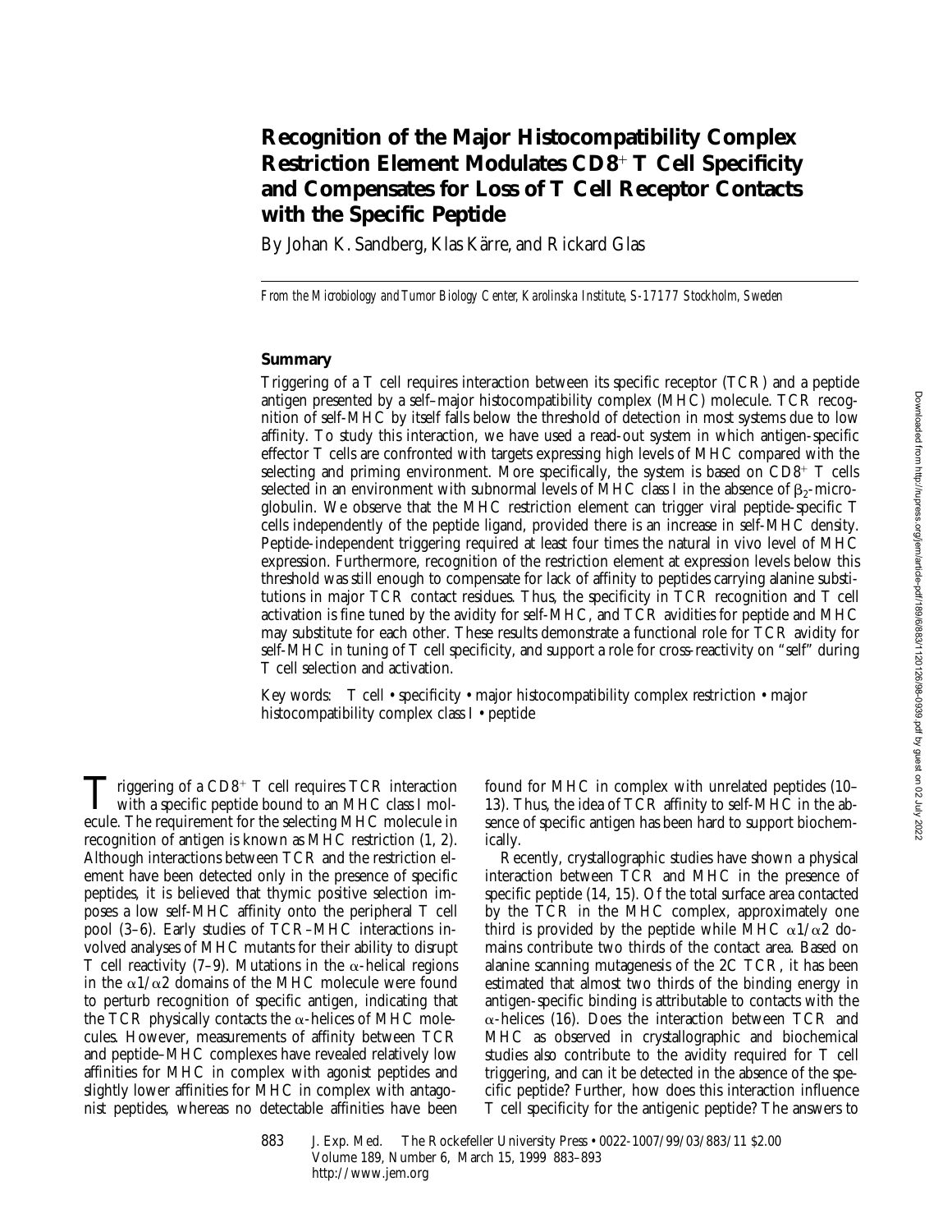# Recognition of the Major Histocompatibility Complex Restriction Element Modulates CD8$^+$ T Cell Specificity and Compensates for Loss of T Cell Receptor Contacts with the Specific Peptide

By Johan K. Sandberg, Klas Kärre, and Rickard Glas

*From the Microbiology and Tumor Biology Center, Karolinska Institute, S-17177 Stockholm, Sweden*

## Summary

Triggering of a T cell requires interaction between its specific receptor (TCR) and a peptide antigen presented by a self–major histocompatibility complex (MHC) molecule. TCR recognition of self-MHC by itself falls below the threshold of detection in most systems due to low affinity. To study this interaction, we have used a read-out system in which antigen-specific effector T cells are confronted with targets expressing high levels of MHC compared with the selecting and priming environment. More specifically, the system is based on CD8$^+$ T cells selected in an environment with subnormal levels of MHC class I in the absence of $\beta_2$-microglobulin. We observe that the MHC restriction element can trigger viral peptide-specific T cells independently of the peptide ligand, provided there is an increase in self-MHC density. Peptide-independent triggering required at least four times the natural in vivo level of MHC expression. Furthermore, recognition of the restriction element at expression levels below this threshold was still enough to compensate for lack of affinity to peptides carrying alanine substitutions in major TCR contact residues. Thus, the specificity in TCR recognition and T cell activation is fine tuned by the avidity for self-MHC, and TCR avidities for peptide and MHC may substitute for each other. These results demonstrate a functional role for TCR avidity for self-MHC in tuning of T cell specificity, and support a role for cross-reactivity on "self" during T cell selection and activation.

Key words: T cell • specificity • major histocompatibility complex restriction • major histocompatibility complex class I • peptide

Triggering of a CD8$^+$ T cell requires TCR interaction with a specific peptide bound to an MHC class I molecule. The requirement for the selecting MHC molecule in recognition of antigen is known as MHC restriction (1, 2). Although interactions between TCR and the restriction element have been detected only in the presence of specific peptides, it is believed that thymic positive selection imposes a low self-MHC affinity onto the peripheral T cell pool (3–6). Early studies of TCR–MHC interactions involved analyses of MHC mutants for their ability to disrupt T cell reactivity (7–9). Mutations in the $\alpha$-helical regions in the $\alpha 1/\alpha 2$ domains of the MHC molecule were found to perturb recognition of specific antigen, indicating that the TCR physically contacts the $\alpha$-helices of MHC molecules. However, measurements of affinity between TCR and peptide–MHC complexes have revealed relatively low affinities for MHC in complex with agonist peptides and slightly lower affinities for MHC in complex with antagonist peptides, whereas no detectable affinities have been found for MHC in complex with unrelated peptides (10–13). Thus, the idea of TCR affinity to self-MHC in the absence of specific antigen has been hard to support biochemically.

Recently, crystallographic studies have shown a physical interaction between TCR and MHC in the presence of specific peptide (14, 15). Of the total surface area contacted by the TCR in the MHC complex, approximately one third is provided by the peptide while MHC $\alpha 1/\alpha 2$ domains contribute two thirds of the contact area. Based on alanine scanning mutagenesis of the 2C TCR, it has been estimated that almost two thirds of the binding energy in antigen-specific binding is attributable to contacts with the $\alpha$-helices (16). Does the interaction between TCR and MHC as observed in crystallographic and biochemical studies also contribute to the avidity required for T cell triggering, and can it be detected in the absence of the specific peptide? Further, how does this interaction influence T cell specificity for the antigenic peptide? The answers to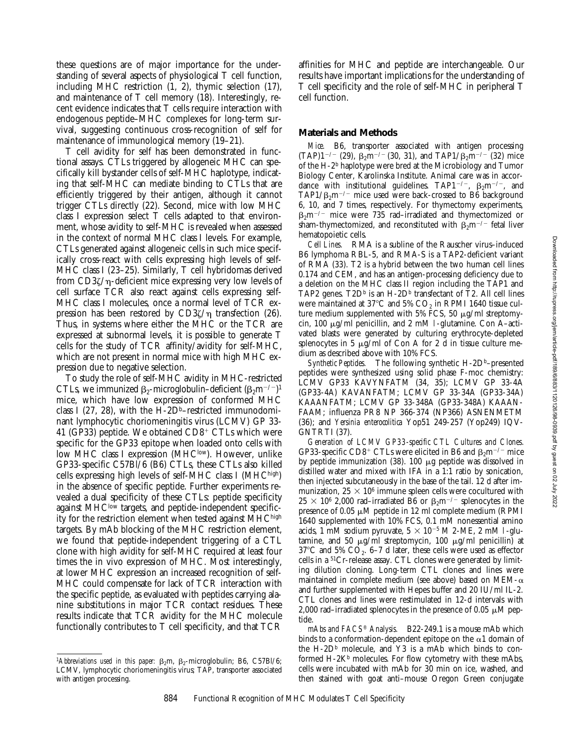these questions are of major importance for the understanding of several aspects of physiological T cell function, including MHC restriction (1, 2), thymic selection (17), and maintenance of T cell memory (18). Interestingly, recent evidence indicates that T cells require interaction with endogenous peptide–MHC complexes for long-term survival, suggesting continuous cross-recognition of self for maintenance of immunological memory (19–21).

T cell avidity for self has been demonstrated in functional assays. CTLs triggered by allogeneic MHC can specifically kill bystander cells of self-MHC haplotype, indicating that self-MHC can mediate binding to CTLs that are efficiently triggered by their antigen, although it cannot trigger CTLs directly (22). Second, mice with low MHC class I expression select T cells adapted to that environment, whose avidity to self-MHC is revealed when assessed in the context of normal MHC class I levels. For example, CTLs generated against allogeneic cells in such mice specifically cross-react with cells expressing high levels of self-MHC class I (23–25). Similarly, T cell hybridomas derived from CD3ζ/η-deficient mice expressing very low levels of cell surface TCR also react against cells expressing self-MHC class I molecules, once a normal level of TCR expression has been restored by CD3ζ/η transfection (26). Thus, in systems where either the MHC or the TCR are expressed at subnormal levels, it is possible to generate T cells for the study of TCR affinity/avidity for self-MHC, which are not present in normal mice with high MHC expression due to negative selection.

To study the role of self-MHC avidity in MHC-restricted CTLs, we immunized $\beta_2$-microglobulin–deficient ($\beta_2m^{-/-}$)[1] mice, which have low expression of conformed MHC class I (27, 28), with the H-2D$^b$–restricted immunodominant lymphocytic choriomeningitis virus (LCMV) GP 33-41 (GP33) peptide. We obtained CD8$^+$ CTLs which were specific for the GP33 epitope when loaded onto cells with low MHC class I expression (MHC$^{low}$). However, unlike GP33-specific C57Bl/6 (B6) CTLs, these CTLs also killed cells expressing high levels of self-MHC class I (MHC$^{high}$) in the absence of specific peptide. Further experiments revealed a dual specificity of these CTLs: peptide specificity against MHC$^{low}$ targets, and peptide-independent specificity for the restriction element when tested against MHC$^{high}$ targets. By mAb blocking of the MHC restriction element, we found that peptide-independent triggering of a CTL clone with high avidity for self-MHC required at least four times the in vivo expression of MHC. Most interestingly, at lower MHC expression an increased recognition of self-MHC could compensate for lack of TCR interaction with the specific peptide, as evaluated with peptides carrying alanine substitutions in major TCR contact residues. These results indicate that TCR avidity for the MHC molecule functionally contributes to T cell specificity, and that TCR affinities for MHC and peptide are interchangeable. Our results have important implications for the understanding of T cell specificity and the role of self-MHC in peripheral T cell function.

## Materials and Methods

*Mice.* B6, transporter associated with antigen processing (TAP)1$^{-/-}$ (29), $\beta_2m^{-/-}$ (30, 31), and TAP1/$\beta_2m^{-/-}$ (32) mice of the H-2$^b$ haplotype were bred at the Microbiology and Tumor Biology Center, Karolinska Institute. Animal care was in accordance with institutional guidelines. TAP1$^{-/-}$, $\beta_2m^{-/-}$, and TAP1/$\beta_2m^{-/-}$ mice used were back-crossed to B6 background 6, 10, and 7 times, respectively. For thymectomy experiments, $\beta_2m^{-/-}$ mice were 735 rad–irradiated and thymectomized or sham-thymectomized, and reconstituted with $\beta_2m^{-/-}$ fetal liver hematopoietic cells.

*Cell Lines.* RMA is a subline of the Rauscher virus–induced B6 lymphoma RBL-5, and RMA-S is a TAP2-deficient variant of RMA (33). T2 is a hybrid between the two human cell lines 0.174 and CEM, and has an antigen-processing deficiency due to a deletion on the MHC class II region including the TAP1 and TAP2 genes. T2D$^b$ is an H-2D$^b$ transfectant of T2. All cell lines were maintained at 37°C and 5% $CO_2$ in RPMI 1640 tissue culture medium supplemented with 5% FCS, 50 μg/ml streptomycin, 100 μg/ml penicillin, and 2 mM l-glutamine. Con A–activated blasts were generated by culturing erythrocyte-depleted splenocytes in 5 μg/ml of Con A for 2 d in tissue culture medium as described above with 10% FCS.

*Synthetic Peptides.* The following synthetic H-2D$^b$–presented peptides were synthesized using solid phase F-moc chemistry: LCMV GP33 KAVYNFATM (34, 35); LCMV GP 33-4A (GP33-4A) KAVANFATM; LCMV GP 33-34A (GP33-34A) KAAANFATM; LCMV GP 33-348A (GP33-348A) KAAANFAAM; influenza PR8 NP 366-374 (NP366) ASNENMETM (36); and *Yersinia enterocolitica* Yop51 249-257 (Yop249) IQVGNTRTI (37).

*Generation of LCMV GP33-specific CTL Cultures and Clones.* GP33-specific CD8$^+$ CTLs were elicited in B6 and $\beta_2m^{-/-}$ mice by peptide immunization (38). 100 μg peptide was dissolved in distilled water and mixed with IFA in a 1:1 ratio by sonication, then injected subcutaneously in the base of the tail. 12 d after immunization, 25 × 10$^6$ immune spleen cells were cocultured with 25 × 10$^6$ 2,000 rad–irradiated B6 or $\beta_2m^{-/-}$ splenocytes in the presence of 0.05 μM peptide in 12 ml complete medium (RPMI 1640 supplemented with 10% FCS, 0.1 mM nonessential amino acids, 1 mM sodium pyruvate, 5 × 10$^{-5}$ M 2-ME, 2 mM l-glutamine, and 50 μg/ml streptomycin, 100 μg/ml penicillin) at 37°C and 5% $CO_2$. 6–7 d later, these cells were used as effector cells in a $^{51}$Cr-release assay. CTL clones were generated by limiting dilution cloning. Long-term CTL clones and lines were maintained in complete medium (see above) based on MEM-α and further supplemented with Hepes buffer and 20 IU/ml IL-2. CTL clones and lines were restimulated in 12-d intervals with 2,000 rad–irradiated splenocytes in the presence of 0.05 μM peptide.

*mAbs and FACS® Analysis.* B22-249.1 is a mouse mAb which binds to a conformation-dependent epitope on the α1 domain of the H-2D$^b$ molecule, and Y3 is a mAb which binds to conformed H-2K$^b$ molecules. For flow cytometry with these mAbs, cells were incubated with mAb for 30 min on ice, washed, and then stained with goat anti–mouse Oregon Green conjugate

[1]*Abbreviations used in this paper:* $\beta_2m$, $\beta_2$-microglobulin; B6, C57Bl/6; LCMV, lymphocytic choriomeningitis virus; TAP, transporter associated with antigen processing.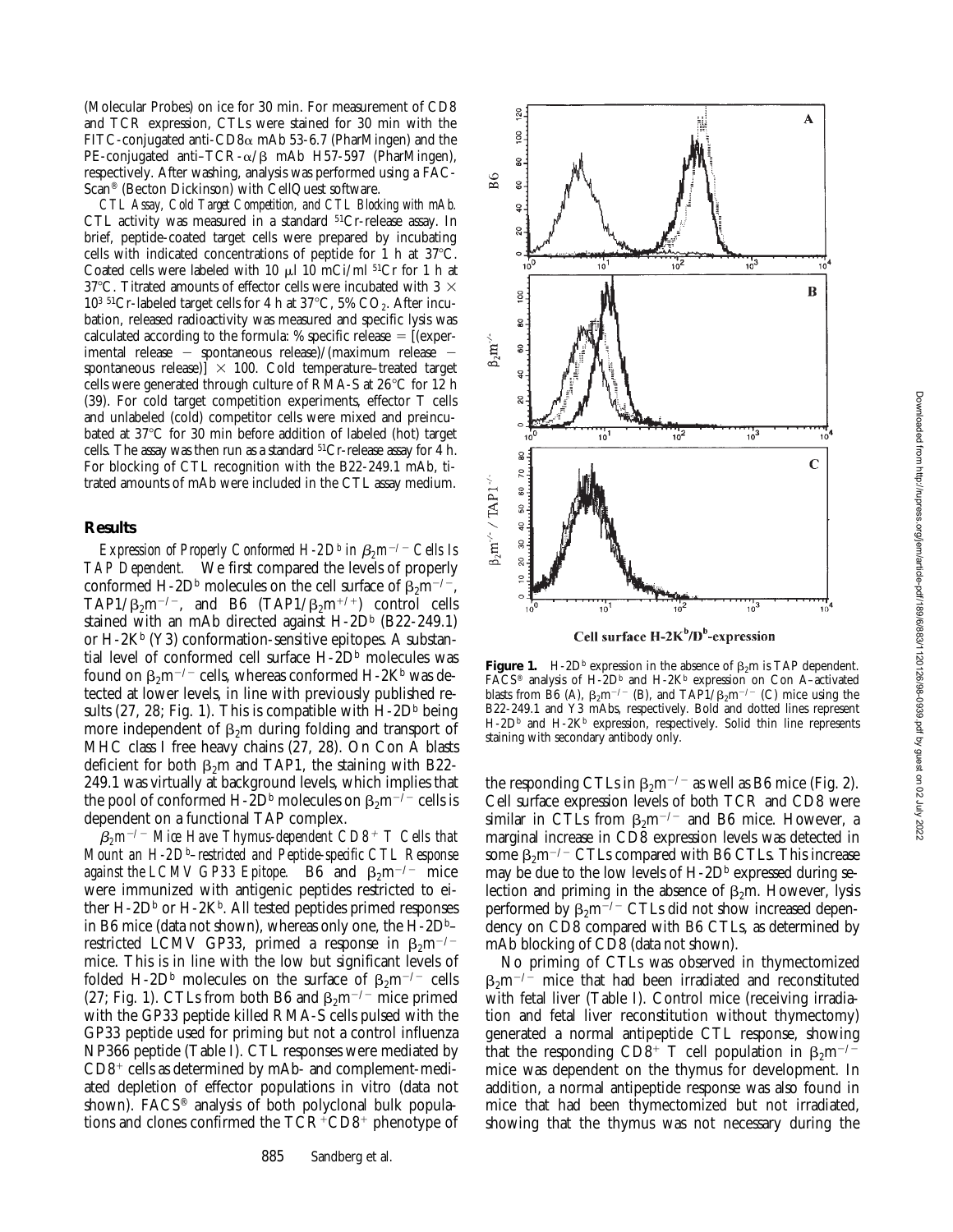(Molecular Probes) on ice for 30 min. For measurement of CD8 and TCR expression, CTLs were stained for 30 min with the FITC-conjugated anti-CD8α mAb 53-6.7 (PharMingen) and the PE-conjugated anti–TCR-α/β mAb H57-597 (PharMingen), respectively. After washing, analysis was performed using a FACScan® (Becton Dickinson) with CellQuest software.

*CTL Assay, Cold Target Competition, and CTL Blocking with mAb.* CTL activity was measured in a standard $^{51}Cr$-release assay. In brief, peptide-coated target cells were prepared by incubating cells with indicated concentrations of peptide for 1 h at 37°C. Coated cells were labeled with 10 μl 10 mCi/ml $^{51}Cr$ for 1 h at 37°C. Titrated amounts of effector cells were incubated with $3 \times 10^3$ $^{51}Cr$-labeled target cells for 4 h at 37°C, 5% $CO_2$. After incubation, released radioactivity was measured and specific lysis was calculated according to the formula: % specific release = [(experimental release − spontaneous release)/(maximum release − spontaneous release)] × 100. Cold temperature–treated target cells were generated through culture of RMA-S at 26°C for 12 h (39). For cold target competition experiments, effector T cells and unlabeled (cold) competitor cells were mixed and preincubated at 37°C for 30 min before addition of labeled (hot) target cells. The assay was then run as a standard $^{51}Cr$-release assay for 4 h. For blocking of CTL recognition with the B22-249.1 mAb, titrated amounts of mAb were included in the CTL assay medium.

## Results

*Expression of Properly Conformed H-2D$^b$ in $\beta_2m^{-/-}$ Cells Is TAP Dependent.* We first compared the levels of properly conformed H-2D$^b$ molecules on the cell surface of $\beta_2m^{-/-}$, TAP1/$\beta_2m^{-/-}$, and B6 (TAP1/$\beta_2m^{+/+}$) control cells stained with an mAb directed against H-2D$^b$ (B22-249.1) or H-2K$^b$ (Y3) conformation-sensitive epitopes. A substantial level of conformed cell surface H-2D$^b$ molecules was found on $\beta_2m^{-/-}$ cells, whereas conformed H-2K$^b$ was detected at lower levels, in line with previously published results (27, 28; Fig. 1). This is compatible with H-2D$^b$ being more independent of $\beta_2$m during folding and transport of MHC class I free heavy chains (27, 28). On Con A blasts deficient for both $\beta_2$m and TAP1, the staining with B22-249.1 was virtually at background levels, which implies that the pool of conformed H-2D$^b$ molecules on $\beta_2m^{-/-}$ cells is dependent on a functional TAP complex.

*$\beta_2m^{-/-}$ Mice Have Thymus-dependent CD8$^+$ T Cells that Mount an H-2D$^b$–restricted and Peptide-specific CTL Response against the LCMV GP33 Epitope.* B6 and $\beta_2m^{-/-}$ mice were immunized with antigenic peptides restricted to either H-2D$^b$ or H-2K$^b$. All tested peptides primed responses in B6 mice (data not shown), whereas only one, the H-2D$^b$–restricted LCMV GP33, primed a response in $\beta_2m^{-/-}$ mice. This is in line with the low but significant levels of folded H-2D$^b$ molecules on the surface of $\beta_2m^{-/-}$ cells (27; Fig. 1). CTLs from both B6 and $\beta_2m^{-/-}$ mice primed with the GP33 peptide killed RMA-S cells pulsed with the GP33 peptide used for priming but not a control influenza NP366 peptide (Table I). CTL responses were mediated by CD8$^+$ cells as determined by mAb- and complement-mediated depletion of effector populations in vitro (data not shown). FACS® analysis of both polyclonal bulk populations and clones confirmed the TCR$^+$CD8$^+$ phenotype of the responding CTLs in $\beta_2m^{-/-}$ as well as B6 mice (Fig. 2). Cell surface expression levels of both TCR and CD8 were similar in CTLs from $\beta_2m^{-/-}$ and B6 mice. However, a marginal increase in CD8 expression levels was detected in some $\beta_2m^{-/-}$ CTLs compared with B6 CTLs. This increase may be due to the low levels of H-2D$^b$ expressed during selection and priming in the absence of $\beta_2$m. However, lysis performed by $\beta_2m^{-/-}$ CTLs did not show increased dependency on CD8 compared with B6 CTLs, as determined by mAb blocking of CD8 (data not shown).

No priming of CTLs was observed in thymectomized $\beta_2m^{-/-}$ mice that had been irradiated and reconstituted with fetal liver (Table I). Control mice (receiving irradiation and fetal liver reconstitution without thymectomy) generated a normal antipeptide CTL response, showing that the responding CD8$^+$ T cell population in $\beta_2m^{-/-}$ mice was dependent on the thymus for development. In addition, a normal antipeptide response was also found in mice that had been thymectomized but not irradiated, showing that the thymus was not necessary during the

**Figure 1.** H-2D$^b$ expression in the absence of $\beta_2$m is TAP dependent. FACS® analysis of H-2D$^b$ and H-2K$^b$ expression on Con A–activated blasts from B6 (A), $\beta_2m^{-/-}$ (B), and TAP1/$\beta_2m^{-/-}$ (C) mice using the B22-249.1 and Y3 mAbs, respectively. Bold and dotted lines represent H-2D$^b$ and H-2K$^b$ expression, respectively. Solid thin line represents staining with secondary antibody only.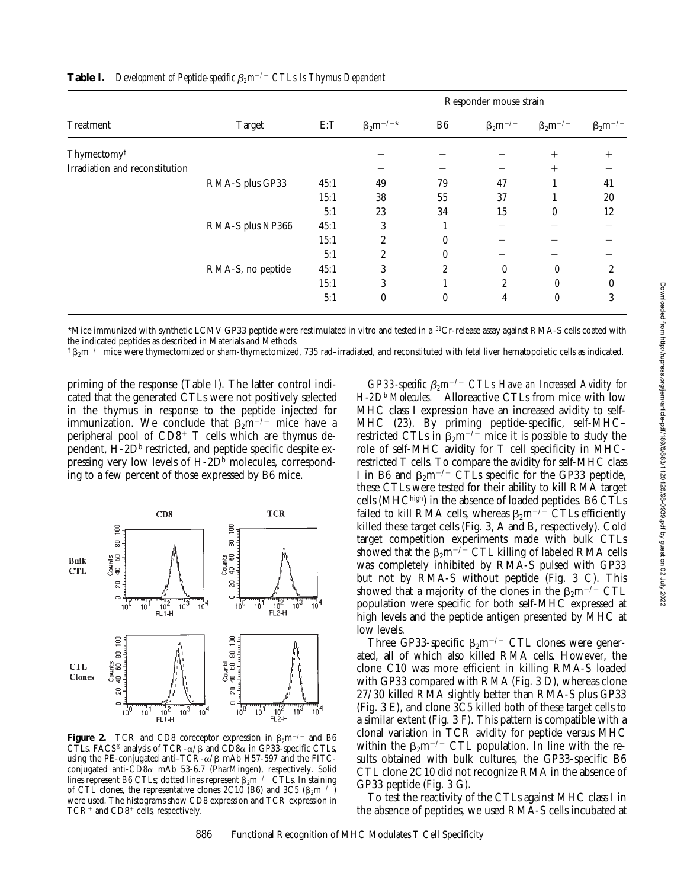**Table I.** *Development of Peptide-specific $\beta_2m^{-/-}$ CTLs Is Thymus Dependent*

| Treatment | Target | E:T | Responder mouse strain | | | | |
|---|---|---|---|---|---|---|---|
| | | | $\beta_2m^{-/-}$* | B6 | $\beta_2m^{-/-}$ | $\beta_2m^{-/-}$ | $\beta_2m^{-/-}$ |
| Thymectomy[‡] | | | − | − | − | + | + |
| Irradiation and reconstitution | | | − | − | + | + | − |
| | RMA-S plus GP33 | 45:1 | 49 | 79 | 47 | 1 | 41 |
| | | 15:1 | 38 | 55 | 37 | 1 | 20 |
| | | 5:1 | 23 | 34 | 15 | 0 | 12 |
| | RMA-S plus NP366 | 45:1 | 3 | 1 | − | − | − |
| | | 15:1 | 2 | 0 | − | − | − |
| | | 5:1 | 2 | 0 | − | − | − |
| | RMA-S, no peptide | 45:1 | 3 | 2 | 0 | 0 | 2 |
| | | 15:1 | 3 | 1 | 2 | 0 | 0 |
| | | 5:1 | 0 | 0 | 4 | 0 | 3 |

*Mice immunized with synthetic LCMV GP33 peptide were restimulated in vitro and tested in a $^{51}$Cr-release assay against RMA-S cells coated with the indicated peptides as described in Materials and Methods.

[‡] $\beta_2m^{-/-}$ mice were thymectomized or sham-thymectomized, 735 rad–irradiated, and reconstituted with fetal liver hematopoietic cells as indicated.

priming of the response (Table I). The latter control indicated that the generated CTLs were not positively selected in the thymus in response to the peptide injected for immunization. We conclude that $\beta_2m^{-/-}$ mice have a peripheral pool of CD8$^+$ T cells which are thymus dependent, H-2D$^b$ restricted, and peptide specific despite expressing very low levels of H-2D$^b$ molecules, corresponding to a few percent of those expressed by B6 mice.

**Figure 2.** TCR and CD8 coreceptor expression in $\beta_2m^{-/-}$ and B6 CTLs. FACS® analysis of TCR-$\alpha/\beta$ and CD8$\alpha$ in GP33-specific CTLs, using the PE-conjugated anti–TCR-$\alpha/\beta$ mAb H57-597 and the FITC-conjugated anti-CD8$\alpha$ mAb 53-6.7 (PharMingen), respectively. Solid lines represent B6 CTLs; dotted lines represent $\beta_2m^{-/-}$ CTLs. In staining of CTL clones, the representative clones 2C10 (B6) and 3C5 ($\beta_2m^{-/-}$) were used. The histograms show CD8 expression and TCR expression in TCR$^+$ and CD8$^+$ cells, respectively.

*GP33-specific $\beta_2m^{-/-}$ CTLs Have an Increased Avidity for H-2D$^b$ Molecules.* Alloreactive CTLs from mice with low MHC class I expression have an increased avidity to self-MHC (23). By priming peptide-specific, self-MHC–restricted CTLs in $\beta_2m^{-/-}$ mice it is possible to study the role of self-MHC avidity for T cell specificity in MHC-restricted T cells. To compare the avidity for self-MHC class I in B6 and $\beta_2m^{-/-}$ CTLs specific for the GP33 peptide, these CTLs were tested for their ability to kill RMA target cells (MHC$^{high}$) in the absence of loaded peptides. B6 CTLs failed to kill RMA cells, whereas $\beta_2m^{-/-}$ CTLs efficiently killed these target cells (Fig. 3, A and B, respectively). Cold target competition experiments made with bulk CTLs showed that the $\beta_2m^{-/-}$ CTL killing of labeled RMA cells was completely inhibited by RMA-S pulsed with GP33 but not by RMA-S without peptide (Fig. 3 C). This showed that a majority of the clones in the $\beta_2m^{-/-}$ CTL population were specific for both self-MHC expressed at high levels and the peptide antigen presented by MHC at low levels.

Three GP33-specific $\beta_2m^{-/-}$ CTL clones were generated, all of which also killed RMA cells. However, the clone C10 was more efficient in killing RMA-S loaded with GP33 compared with RMA (Fig. 3 D), whereas clone 27/30 killed RMA slightly better than RMA-S plus GP33 (Fig. 3 E), and clone 3C5 killed both of these target cells to a similar extent (Fig. 3 F). This pattern is compatible with a clonal variation in TCR avidity for peptide versus MHC within the $\beta_2m^{-/-}$ CTL population. In line with the results obtained with bulk cultures, the GP33-specific B6 CTL clone 2C10 did not recognize RMA in the absence of GP33 peptide (Fig. 3 G).

To test the reactivity of the CTLs against MHC class I in the absence of peptides, we used RMA-S cells incubated at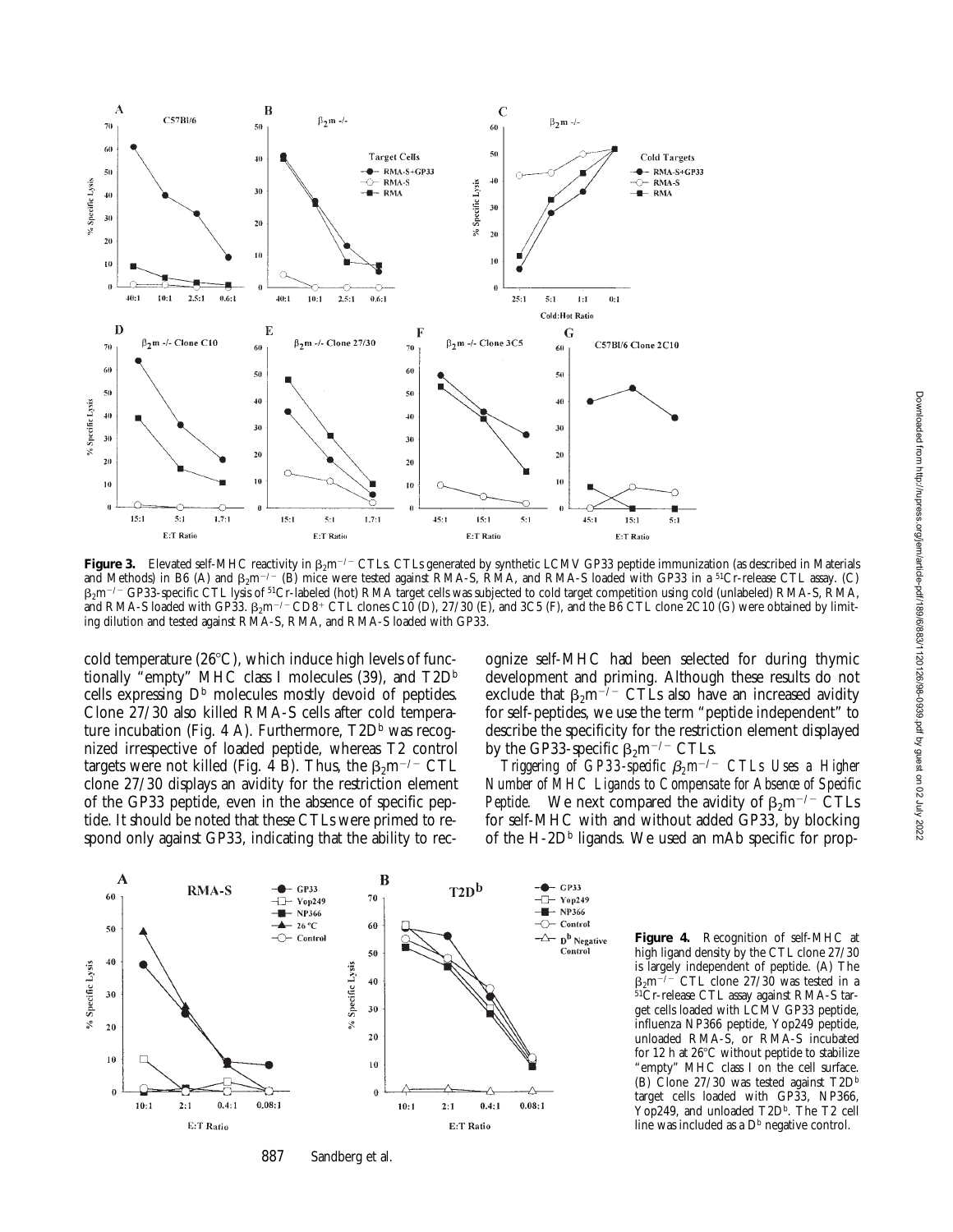**Figure 3.** Elevated self-MHC reactivity in $\beta_2m^{-/-}$ CTLs. CTLs generated by synthetic LCMV GP33 peptide immunization (as described in Materials and Methods) in B6 (A) and $\beta_2m^{-/-}$ (B) mice were tested against RMA-S, RMA, and RMA-S loaded with GP33 in a $^{51}$Cr-release CTL assay. (C) $\beta_2m^{-/-}$ GP33-specific CTL lysis of $^{51}$Cr-labeled (hot) RMA target cells was subjected to cold target competition using cold (unlabeled) RMA-S, RMA, and RMA-S loaded with GP33. $\beta_2m^{-/-}$ CD8$^+$ CTL clones C10 (D), 27/30 (E), and 3C5 (F), and the B6 CTL clone 2C10 (G) were obtained by limiting dilution and tested against RMA-S, RMA, and RMA-S loaded with GP33.

cold temperature (26°C), which induce high levels of functionally "empty" MHC class I molecules (39), and T2D$^b$ cells expressing D$^b$ molecules mostly devoid of peptides. Clone 27/30 also killed RMA-S cells after cold temperature incubation (Fig. 4 A). Furthermore, T2D$^b$ was recognized irrespective of loaded peptide, whereas T2 control targets were not killed (Fig. 4 B). Thus, the $\beta_2m^{-/-}$ CTL clone 27/30 displays an avidity for the restriction element of the GP33 peptide, even in the absence of specific peptide. It should be noted that these CTLs were primed to respond only against GP33, indicating that the ability to recognize self-MHC had been selected for during thymic development and priming. Although these results do not exclude that $\beta_2m^{-/-}$ CTLs also have an increased avidity for self-peptides, we use the term "peptide independent" to describe the specificity for the restriction element displayed by the GP33-specific $\beta_2m^{-/-}$ CTLs.

*Triggering of GP33-specific $\beta_2m^{-/-}$ CTLs Uses a Higher Number of MHC Ligands to Compensate for Absence of Specific Peptide.* We next compared the avidity of $\beta_2m^{-/-}$ CTLs for self-MHC with and without added GP33, by blocking of the H-2D$^b$ ligands. We used an mAb specific for prop-

**Figure 4.** Recognition of self-MHC at high ligand density by the CTL clone 27/30 is largely independent of peptide. (A) The $\beta_2m^{-/-}$ CTL clone 27/30 was tested in a $^{51}$Cr-release CTL assay against RMA-S target cells loaded with LCMV GP33 peptide, influenza NP366 peptide, Yop249 peptide, unloaded RMA-S, or RMA-S incubated for 12 h at 26°C without peptide to stabilize "empty" MHC class I on the cell surface. (B) Clone 27/30 was tested against T2D$^b$ target cells loaded with GP33, NP366, Yop249, and unloaded T2D$^b$. The T2 cell line was included as a D$^b$ negative control.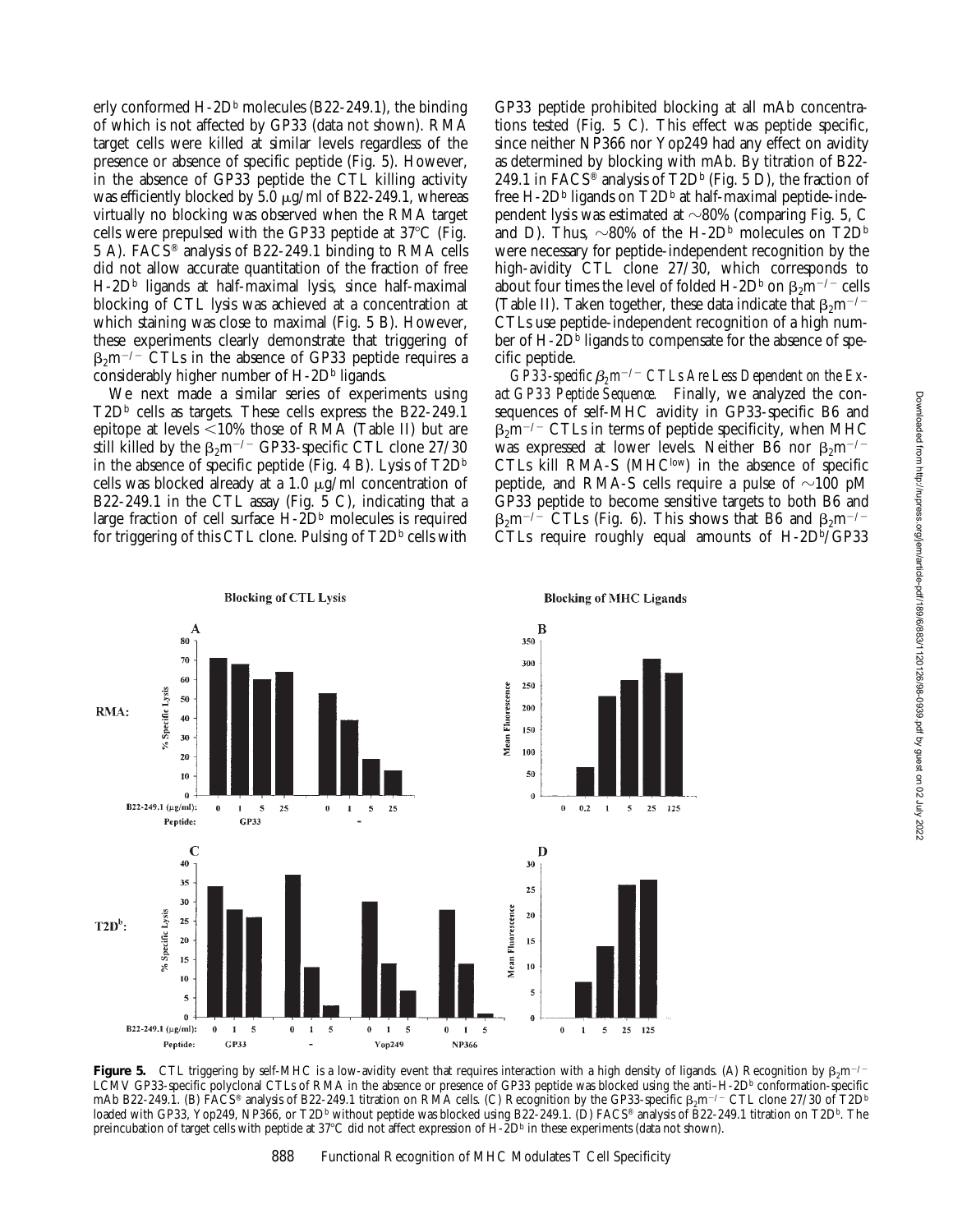erly conformed H-2D$^b$ molecules (B22-249.1), the binding of which is not affected by GP33 (data not shown). RMA target cells were killed at similar levels regardless of the presence or absence of specific peptide (Fig. 5). However, in the absence of GP33 peptide the CTL killing activity was efficiently blocked by 5.0 μg/ml of B22-249.1, whereas virtually no blocking was observed when the RMA target cells were prepulsed with the GP33 peptide at 37°C (Fig. 5 A). FACS® analysis of B22-249.1 binding to RMA cells did not allow accurate quantitation of the fraction of free H-2D$^b$ ligands at half-maximal lysis, since half-maximal blocking of CTL lysis was achieved at a concentration at which staining was close to maximal (Fig. 5 B). However, these experiments clearly demonstrate that triggering of $\beta_2m^{-/-}$ CTLs in the absence of GP33 peptide requires a considerably higher number of H-2D$^b$ ligands.

We next made a similar series of experiments using T2D$^b$ cells as targets. These cells express the B22-249.1 epitope at levels <10% those of RMA (Table II) but are still killed by the $\beta_2m^{-/-}$ GP33-specific CTL clone 27/30 in the absence of specific peptide (Fig. 4 B). Lysis of T2D$^b$ cells was blocked already at a 1.0 μg/ml concentration of B22-249.1 in the CTL assay (Fig. 5 C), indicating that a large fraction of cell surface H-2D$^b$ molecules is required for triggering of this CTL clone. Pulsing of T2D$^b$ cells with GP33 peptide prohibited blocking at all mAb concentrations tested (Fig. 5 C). This effect was peptide specific, since neither NP366 nor Yop249 had any effect on avidity as determined by blocking with mAb. By titration of B22-249.1 in FACS® analysis of T2D$^b$ (Fig. 5 D), the fraction of free H-2D$^b$ ligands on T2D$^b$ at half-maximal peptide-independent lysis was estimated at ~80% (comparing Fig. 5, C and D). Thus, ~80% of the H-2D$^b$ molecules on T2D$^b$ were necessary for peptide-independent recognition by the high-avidity CTL clone 27/30, which corresponds to about four times the level of folded H-2D$^b$ on $\beta_2m^{-/-}$ cells (Table II). Taken together, these data indicate that $\beta_2m^{-/-}$ CTLs use peptide-independent recognition of a high number of H-2D$^b$ ligands to compensate for the absence of specific peptide.

*GP33-specific $\beta_2m^{-/-}$ CTLs Are Less Dependent on the Exact GP33 Peptide Sequence.* Finally, we analyzed the consequences of self-MHC avidity in GP33-specific B6 and $\beta_2m^{-/-}$ CTLs in terms of peptide specificity, when MHC was expressed at lower levels. Neither B6 nor $\beta_2m^{-/-}$ CTLs kill RMA-S (MHC$^{low}$) in the absence of specific peptide, and RMA-S cells require a pulse of ~100 pM GP33 peptide to become sensitive targets to both B6 and $\beta_2m^{-/-}$ CTLs (Fig. 6). This shows that B6 and $\beta_2m^{-/-}$ CTLs require roughly equal amounts of H-2D$^b$/GP33

**Figure 5.** CTL triggering by self-MHC is a low-avidity event that requires interaction with a high density of ligands. (A) Recognition by $\beta_2m^{-/-}$ LCMV GP33-specific polyclonal CTLs of RMA in the absence or presence of GP33 peptide was blocked using the anti–H-2D$^b$ conformation-specific mAb B22-249.1. (B) FACS® analysis of B22-249.1 titration on RMA cells. (C) Recognition by the GP33-specific $\beta_2m^{-/-}$ CTL clone 27/30 of T2D$^b$ loaded with GP33, Yop249, NP366, or T2D$^b$ without peptide was blocked using B22-249.1. (D) FACS® analysis of B22-249.1 titration on T2D$^b$. The preincubation of target cells with peptide at 37°C did not affect expression of H-2D$^b$ in these experiments (data not shown).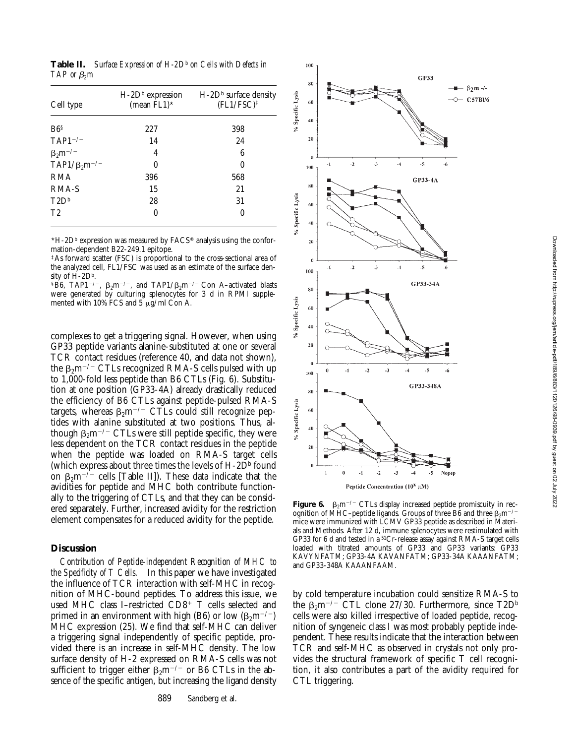**Table II.** *Surface Expression of H-2D$^b$ on Cells with Defects in TAP or $\beta_2$m*

| Cell type | H-2D$^b$ expression (mean FL1)* | H-2D$^b$ surface density (FL1/FSC)‡ |
|---|---|---|
| B6§ | 227 | 398 |
| TAP1$^{-/-}$ | 14 | 24 |
| $\beta_2$m$^{-/-}$ | 4 | 6 |
| TAP1/$\beta_2$m$^{-/-}$ | 0 | 0 |
| RMA | 396 | 568 |
| RMA-S | 15 | 21 |
| T2D$^b$ | 28 | 31 |
| T2 | 0 | 0 |

*H-2D$^b$ expression was measured by FACS® analysis using the conformation-dependent B22-249.1 epitope.

‡As forward scatter (FSC) is proportional to the cross-sectional area of the analyzed cell, FL1/FSC was used as an estimate of the surface density of H-2D$^b$.

§B6, TAP1$^{-/-}$, $\beta_2$m$^{-/-}$, and TAP1/$\beta_2$m$^{-/-}$ Con A–activated blasts were generated by culturing splenocytes for 3 d in RPMI supplemented with 10% FCS and 5 μg/ml Con A.

complexes to get a triggering signal. However, when using GP33 peptide variants alanine-substituted at one or several TCR contact residues (reference 40, and data not shown), the $\beta_2$m$^{-/-}$ CTLs recognized RMA-S cells pulsed with up to 1,000-fold less peptide than B6 CTLs (Fig. 6). Substitution at one position (GP33-4A) already drastically reduced the efficiency of B6 CTLs against peptide-pulsed RMA-S targets, whereas $\beta_2$m$^{-/-}$ CTLs could still recognize peptides with alanine substituted at two positions. Thus, although $\beta_2$m$^{-/-}$ CTLs were still peptide specific, they were less dependent on the TCR contact residues in the peptide when the peptide was loaded on RMA-S target cells (which express about three times the levels of H-2D$^b$ found on $\beta_2$m$^{-/-}$ cells [Table II]). These data indicate that the avidities for peptide and MHC both contribute functionally to the triggering of CTLs, and that they can be considered separately. Further, increased avidity for the restriction element compensates for a reduced avidity for the peptide.

## Discussion

*Contribution of Peptide-independent Recognition of MHC to the Specificity of T Cells.* In this paper we have investigated the influence of TCR interaction with self-MHC in recognition of MHC-bound peptides. To address this issue, we used MHC class I–restricted CD8$^+$ T cells selected and primed in an environment with high (B6) or low ($\beta_2$m$^{-/-}$) MHC expression (25). We find that self-MHC can deliver a triggering signal independently of specific peptide, provided there is an increase in self-MHC density. The low surface density of H-2 expressed on RMA-S cells was not sufficient to trigger either $\beta_2$m$^{-/-}$ or B6 CTLs in the absence of the specific antigen, but increasing the ligand density by cold temperature incubation could sensitize RMA-S to the $\beta_2$m$^{-/-}$ CTL clone 27/30. Furthermore, since T2D$^b$ cells were also killed irrespective of loaded peptide, recognition of syngeneic class I was most probably peptide independent. These results indicate that the interaction between TCR and self-MHC as observed in crystals not only provides the structural framework of specific T cell recognition, it also contributes a part of the avidity required for CTL triggering.

**Figure 6.** $\beta_2$m$^{-/-}$ CTLs display increased peptide promiscuity in recognition of MHC–peptide ligands. Groups of three B6 and three $\beta_2$m$^{-/-}$ mice were immunized with LCMV GP33 peptide as described in Materials and Methods. After 12 d, immune splenocytes were restimulated with GP33 for 6 d and tested in a $^{51}$Cr-release assay against RMA-S target cells loaded with titrated amounts of GP33 and GP33 variants: GP33 KAVYNFATM; GP33-4A KAVANFATM; GP33-34A KAAANFATM; and GP33-348A KAAANFAAM.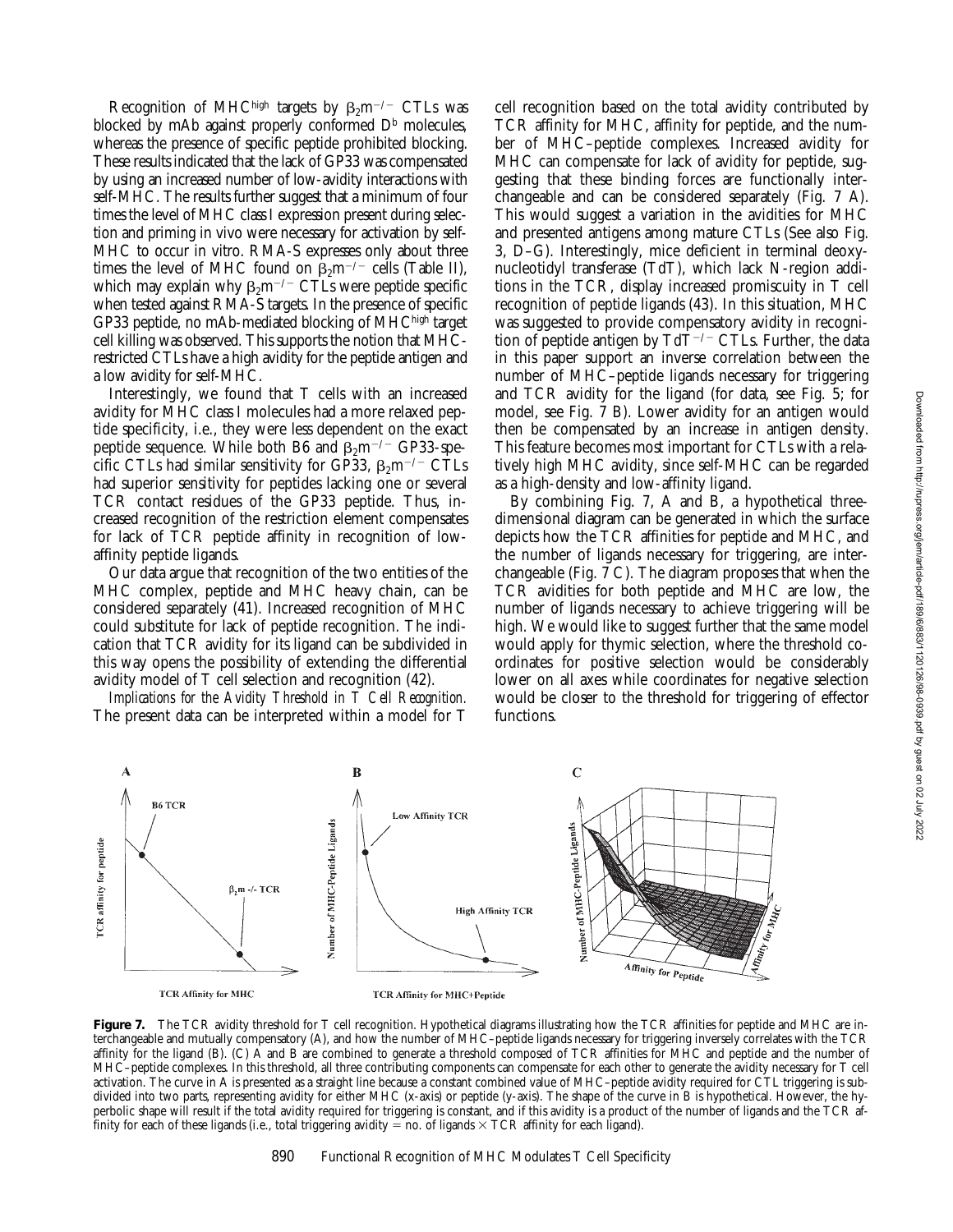Recognition of MHC$^{high}$ targets by $\beta_2m^{-/-}$ CTLs was blocked by mAb against properly conformed $D^b$ molecules, whereas the presence of specific peptide prohibited blocking. These results indicated that the lack of GP33 was compensated by using an increased number of low-avidity interactions with self-MHC. The results further suggest that a minimum of four times the level of MHC class I expression present during selection and priming in vivo were necessary for activation by self-MHC to occur in vitro. RMA-S expresses only about three times the level of MHC found on $\beta_2m^{-/-}$ cells (Table II), which may explain why $\beta_2m^{-/-}$ CTLs were peptide specific when tested against RMA-S targets. In the presence of specific GP33 peptide, no mAb-mediated blocking of MHC$^{high}$ target cell killing was observed. This supports the notion that MHC-restricted CTLs have a high avidity for the peptide antigen and a low avidity for self-MHC.

Interestingly, we found that T cells with an increased avidity for MHC class I molecules had a more relaxed peptide specificity, i.e., they were less dependent on the exact peptide sequence. While both B6 and $\beta_2m^{-/-}$ GP33-specific CTLs had similar sensitivity for GP33, $\beta_2m^{-/-}$ CTLs had superior sensitivity for peptides lacking one or several TCR contact residues of the GP33 peptide. Thus, increased recognition of the restriction element compensates for lack of TCR peptide affinity in recognition of low-affinity peptide ligands.

Our data argue that recognition of the two entities of the MHC complex, peptide and MHC heavy chain, can be considered separately (41). Increased recognition of MHC could substitute for lack of peptide recognition. The indication that TCR avidity for its ligand can be subdivided in this way opens the possibility of extending the differential avidity model of T cell selection and recognition (42).

*Implications for the Avidity Threshold in T Cell Recognition.* The present data can be interpreted within a model for T cell recognition based on the total avidity contributed by TCR affinity for MHC, affinity for peptide, and the number of MHC–peptide complexes. Increased avidity for MHC can compensate for lack of avidity for peptide, suggesting that these binding forces are functionally interchangeable and can be considered separately (Fig. 7 A). This would suggest a variation in the avidities for MHC and presented antigens among mature CTLs (See also Fig. 3, D–G). Interestingly, mice deficient in terminal deoxynucleotidyl transferase (TdT), which lack N-region additions in the TCR, display increased promiscuity in T cell recognition of peptide ligands (43). In this situation, MHC was suggested to provide compensatory avidity in recognition of peptide antigen by $TdT^{-/-}$ CTLs. Further, the data in this paper support an inverse correlation between the number of MHC–peptide ligands necessary for triggering and TCR avidity for the ligand (for data, see Fig. 5; for model, see Fig. 7 B). Lower avidity for an antigen would then be compensated by an increase in antigen density. This feature becomes most important for CTLs with a relatively high MHC avidity, since self-MHC can be regarded as a high-density and low-affinity ligand.

By combining Fig. 7, A and B, a hypothetical three-dimensional diagram can be generated in which the surface depicts how the TCR affinities for peptide and MHC, and the number of ligands necessary for triggering, are interchangeable (Fig. 7 C). The diagram proposes that when the TCR avidities for both peptide and MHC are low, the number of ligands necessary to achieve triggering will be high. We would like to suggest further that the same model would apply for thymic selection, where the threshold coordinates for positive selection would be considerably lower on all axes while coordinates for negative selection would be closer to the threshold for triggering of effector functions.

**Figure 7.** The TCR avidity threshold for T cell recognition. Hypothetical diagrams illustrating how the TCR affinities for peptide and MHC are interchangeable and mutually compensatory (A), and how the number of MHC–peptide ligands necessary for triggering inversely correlates with the TCR affinity for the ligand (B). (C) A and B are combined to generate a threshold composed of TCR affinities for MHC and peptide and the number of MHC–peptide complexes. In this threshold, all three contributing components can compensate for each other to generate the avidity necessary for T cell activation. The curve in A is presented as a straight line because a constant combined value of MHC–peptide avidity required for CTL triggering is subdivided into two parts, representing avidity for either MHC (x-axis) or peptide (y-axis). The shape of the curve in B is hypothetical. However, the hyperbolic shape will result if the total avidity required for triggering is constant, and if this avidity is a product of the number of ligands and the TCR affinity for each of these ligands (i.e., total triggering avidity = no. of ligands × TCR affinity for each ligand).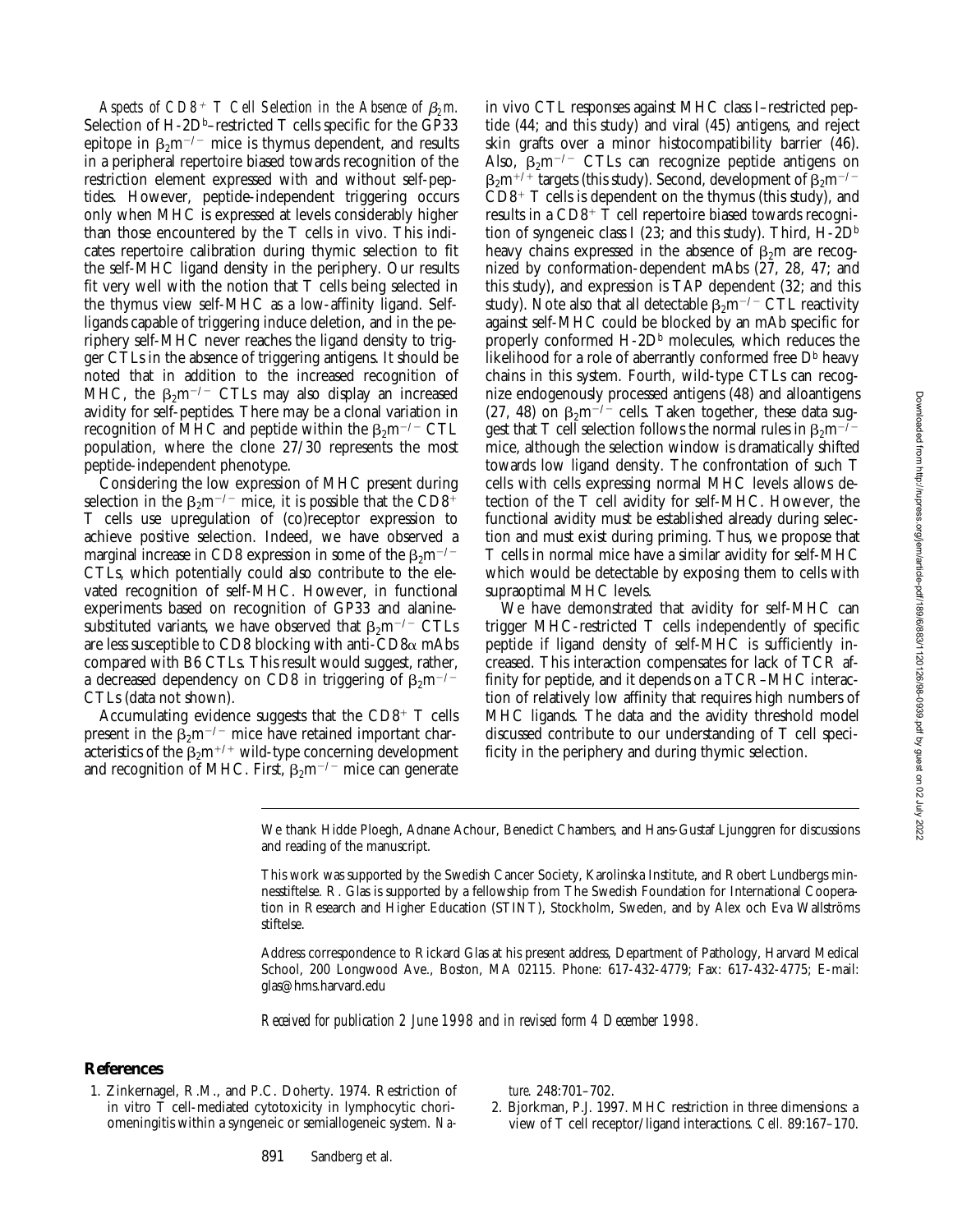*Aspects of $CD8^+$ T Cell Selection in the Absence of $\beta_2m$.* Selection of H-2D$^b$–restricted T cells specific for the GP33 epitope in $\beta_2m^{-/-}$ mice is thymus dependent, and results in a peripheral repertoire biased towards recognition of the restriction element expressed with and without self-peptides. However, peptide-independent triggering occurs only when MHC is expressed at levels considerably higher than those encountered by the T cells in vivo. This indicates repertoire calibration during thymic selection to fit the self-MHC ligand density in the periphery. Our results fit very well with the notion that T cells being selected in the thymus view self-MHC as a low-affinity ligand. Self-ligands capable of triggering induce deletion, and in the periphery self-MHC never reaches the ligand density to trigger CTLs in the absence of triggering antigens. It should be noted that in addition to the increased recognition of MHC, the $\beta_2m^{-/-}$ CTLs may also display an increased avidity for self-peptides. There may be a clonal variation in recognition of MHC and peptide within the $\beta_2m^{-/-}$ CTL population, where the clone 27/30 represents the most peptide-independent phenotype.

Considering the low expression of MHC present during selection in the $\beta_2m^{-/-}$ mice, it is possible that the $CD8^+$ T cells use upregulation of (co)receptor expression to achieve positive selection. Indeed, we have observed a marginal increase in CD8 expression in some of the $\beta_2m^{-/-}$ CTLs, which potentially could also contribute to the elevated recognition of self-MHC. However, in functional experiments based on recognition of GP33 and alanine-substituted variants, we have observed that $\beta_2m^{-/-}$ CTLs are less susceptible to CD8 blocking with anti-CD8$\alpha$ mAbs compared with B6 CTLs. This result would suggest, rather, a decreased dependency on CD8 in triggering of $\beta_2m^{-/-}$ CTLs (data not shown).

Accumulating evidence suggests that the $CD8^+$ T cells present in the $\beta_2m^{-/-}$ mice have retained important characteristics of the $\beta_2m^{+/+}$ wild-type concerning development and recognition of MHC. First, $\beta_2m^{-/-}$ mice can generate in vivo CTL responses against MHC class I–restricted peptide (44; and this study) and viral (45) antigens, and reject skin grafts over a minor histocompatibility barrier (46). Also, $\beta_2m^{-/-}$ CTLs can recognize peptide antigens on $\beta_2m^{+/+}$ targets (this study). Second, development of $\beta_2m^{-/-}$ $CD8^+$ T cells is dependent on the thymus (this study), and results in a $CD8^+$ T cell repertoire biased towards recognition of syngeneic class I (23; and this study). Third, H-2D$^b$ heavy chains expressed in the absence of $\beta_2m$ are recognized by conformation-dependent mAbs (27, 28, 47; and this study), and expression is TAP dependent (32; and this study). Note also that all detectable $\beta_2m^{-/-}$ CTL reactivity against self-MHC could be blocked by an mAb specific for properly conformed H-2D$^b$ molecules, which reduces the likelihood for a role of aberrantly conformed free D$^b$ heavy chains in this system. Fourth, wild-type CTLs can recognize endogenously processed antigens (48) and alloantigens (27, 48) on $\beta_2m^{-/-}$ cells. Taken together, these data suggest that T cell selection follows the normal rules in $\beta_2m^{-/-}$ mice, although the selection window is dramatically shifted towards low ligand density. The confrontation of such T cells with cells expressing normal MHC levels allows detection of the T cell avidity for self-MHC. However, the functional avidity must be established already during selection and must exist during priming. Thus, we propose that T cells in normal mice have a similar avidity for self-MHC which would be detectable by exposing them to cells with supraoptimal MHC levels.

We have demonstrated that avidity for self-MHC can trigger MHC-restricted T cells independently of specific peptide if ligand density of self-MHC is sufficiently increased. This interaction compensates for lack of TCR affinity for peptide, and it depends on a TCR–MHC interaction of relatively low affinity that requires high numbers of MHC ligands. The data and the avidity threshold model discussed contribute to our understanding of T cell specificity in the periphery and during thymic selection.

We thank Hidde Ploegh, Adnane Achour, Benedict Chambers, and Hans-Gustaf Ljunggren for discussions and reading of the manuscript.

This work was supported by the Swedish Cancer Society, Karolinska Institute, and Robert Lundbergs minnesstiftelse. R. Glas is supported by a fellowship from The Swedish Foundation for International Cooperation in Research and Higher Education (STINT), Stockholm, Sweden, and by Alex och Eva Wallströms stiftelse.

Address correspondence to Rickard Glas at his present address, Department of Pathology, Harvard Medical School, 200 Longwood Ave., Boston, MA 02115. Phone: 617-432-4779; Fax: 617-432-4775; E-mail: glas@hms.harvard.edu

*Received for publication 2 June 1998 and in revised form 4 December 1998.*

## References

1. Zinkernagel, R.M., and P.C. Doherty. 1974. Restriction of in vitro T cell-mediated cytotoxicity in lymphocytic choriomeningitis within a syngeneic or semiallogeneic system. *Nature.* 248:701–702.
2. Bjorkman, P.J. 1997. MHC restriction in three dimensions: a view of T cell receptor/ligand interactions. *Cell.* 89:167–170.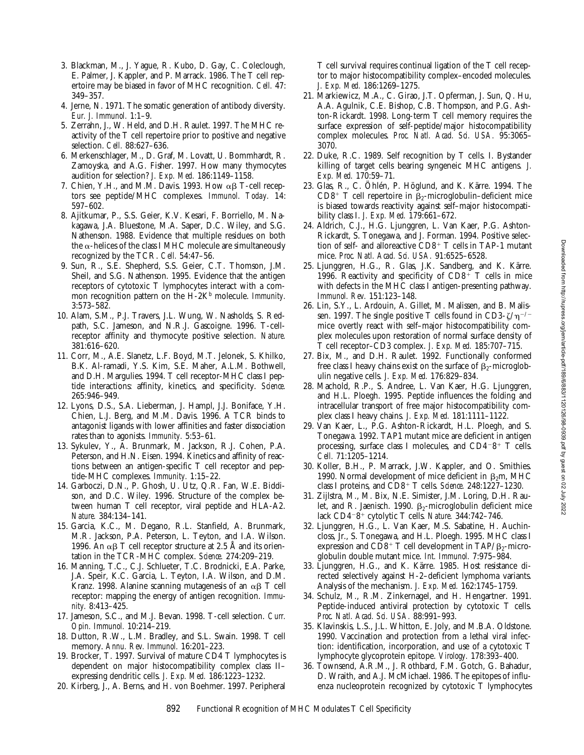3. Blackman, M., J. Yague, R. Kubo, D. Gay, C. Coleclough, E. Palmer, J. Kappler, and P. Marrack. 1986. The T cell repertoire may be biased in favor of MHC recognition. *Cell.* 47: 349–357.
4. Jerne, N. 1971. The somatic generation of antibody diversity. *Eur. J. Immunol.* 1:1–9.
5. Zerrahn, J., W. Held, and D.H. Raulet. 1997. The MHC reactivity of the T cell repertoire prior to positive and negative selection. *Cell.* 88:627–636.
6. Merkenschlager, M., D. Graf, M. Lovatt, U. Bommhardt, R. Zamoyska, and A.G. Fisher. 1997. How many thymocytes audition for selection? *J. Exp. Med.* 186:1149–1158.
7. Chien, Y.H., and M.M. Davis. 1993. How $\alpha\beta$ T-cell receptors see peptide/MHC complexes. *Immunol. Today.* 14: 597–602.
8. Ajitkumar, P., S.S. Geier, K.V. Kesari, F. Borriello, M. Nakagawa, J.A. Bluestone, M.A. Saper, D.C. Wiley, and S.G. Nathenson. 1988. Evidence that multiple residues on both the $\alpha$-helices of the class I MHC molecule are simultaneously recognized by the TCR. *Cell.* 54:47–56.
9. Sun, R., S.E. Shepherd, S.S. Geier, C.T. Thomson, J.M. Sheil, and S.G. Nathenson. 1995. Evidence that the antigen receptors of cytotoxic T lymphocytes interact with a common recognition pattern on the H-2K$^b$ molecule. *Immunity.* 3:573–582.
10. Alam, S.M., P.J. Travers, J.L. Wung, W. Nasholds, S. Redpath, S.C. Jameson, and N.R.J. Gascoigne. 1996. T-cell-receptor affinity and thymocyte positive selection. *Nature.* 381:616–620.
11. Corr, M., A.E. Slanetz, L.F. Boyd, M.T. Jelonek, S. Khilko, B.K. Al-ramadi, Y.S. Kim, S.E. Maher, A.L.M. Bothwell, and D.H. Margulies. 1994. T cell receptor-MHC class I peptide interactions: affinity, kinetics, and specificity. *Science.* 265:946–949.
12. Lyons, D.S., S.A. Lieberman, J. Hampl, J.J. Boniface, Y.H. Chien, L.J. Berg, and M.M. Davis. 1996. A TCR binds to antagonist ligands with lower affinities and faster dissociation rates than to agonists. *Immunity.* 5:53–61.
13. Sykulev, Y., A. Brunmark, M. Jackson, R.J. Cohen, P.A. Peterson, and H.N. Eisen. 1994. Kinetics and affinity of reactions between an antigen-specific T cell receptor and peptide–MHC complexes. *Immunity.* 1:15–22.
14. Garboczi, D.N., P. Ghosh, U. Utz, Q.R. Fan, W.E. Biddison, and D.C. Wiley. 1996. Structure of the complex between human T cell receptor, viral peptide and HLA-A2. *Nature.* 384:134–141.
15. Garcia, K.C., M. Degano, R.L. Stanfield, A. Brunmark, M.R. Jackson, P.A. Peterson, L. Teyton, and I.A. Wilson. 1996. An $\alpha\beta$ T cell receptor structure at 2.5 Å and its orientation in the TCR-MHC complex. *Science.* 274:209–219.
16. Manning, T.C., C.J. Schlueter, T.C. Brodnicki, E.A. Parke, J.A. Speir, K.C. Garcia, L. Teyton, I.A. Wilson, and D.M. Kranz. 1998. Alanine scanning mutagenesis of an $\alpha\beta$ T cell receptor: mapping the energy of antigen recognition. *Immunity.* 8:413–425.
17. Jameson, S.C., and M.J. Bevan. 1998. T-cell selection. *Curr. Opin. Immunol.* 10:214–219.
18. Dutton, R.W., L.M. Bradley, and S.L. Swain. 1998. T cell memory. *Annu. Rev. Immunol.* 16:201–223.
19. Brocker, T. 1997. Survival of mature CD4 T lymphocytes is dependent on major histocompatibility complex class II–expressing dendritic cells. *J. Exp. Med.* 186:1223–1232.
20. Kirberg, J., A. Berns, and H. von Boehmer. 1997. Peripheral T cell survival requires continual ligation of the T cell receptor to major histocompatibility complex–encoded molecules. *J. Exp. Med.* 186:1269–1275.
21. Markiewicz, M.A., C. Girao, J.T. Opferman, J. Sun, Q. Hu, A.A. Agulnik, C.E. Bishop, C.B. Thompson, and P.G. Ashton-Rickardt. 1998. Long-term T cell memory requires the surface expression of self-peptide/major histocompatibility complex molecules. *Proc. Natl. Acad. Sci. USA.* 95:3065–3070.
22. Duke, R.C. 1989. Self recognition by T cells. I. Bystander killing of target cells bearing syngeneic MHC antigens. *J. Exp. Med.* 170:59–71.
23. Glas, R., C. Öhlén, P. Höglund, and K. Kärre. 1994. The CD8$^+$ T cell repertoire in $\beta_2$-microglobulin–deficient mice is biased towards reactivity against self–major histocompatibility class I. *J. Exp. Med.* 179:661–672.
24. Aldrich, C.J., H.G. Ljunggren, L. Van Kaer, P.G. Ashton-Rickardt, S. Tonegawa, and J. Forman. 1994. Positive selection of self- and alloreactive CD8$^+$ T cells in TAP-1 mutant mice. *Proc. Natl. Acad. Sci. USA.* 91:6525–6528.
25. Ljunggren, H.G., R. Glas, J.K. Sandberg, and K. Kärre. 1996. Reactivity and specificity of CD8$^+$ T cells in mice with defects in the MHC class I antigen-presenting pathway. *Immunol. Rev.* 151:123–148.
26. Lin, S.Y., L. Ardouin, A. Gillet, M. Malissen, and B. Malissen. 1997. The single positive T cells found in CD3-$\zeta/\eta^{-/-}$ mice overtly react with self–major histocompatibility complex molecules upon restoration of normal surface density of T cell receptor–CD3 complex. *J. Exp. Med.* 185:707–715.
27. Bix, M., and D.H. Raulet. 1992. Functionally conformed free class I heavy chains exist on the surface of $\beta_2$-microglobulin negative cells. *J. Exp. Med.* 176:829–834.
28. Machold, R.P., S. Andree, L. Van Kaer, H.G. Ljunggren, and H.L. Ploegh. 1995. Peptide influences the folding and intracellular transport of free major histocompatibility complex class I heavy chains. *J. Exp. Med.* 181:1111–1122.
29. Van Kaer, L., P.G. Ashton-Rickardt, H.L. Ploegh, and S. Tonegawa. 1992. TAP1 mutant mice are deficient in antigen processing, surface class I molecules, and CD4$^-$8$^+$ T cells. *Cell.* 71:1205–1214.
30. Koller, B.H., P. Marrack, J.W. Kappler, and O. Smithies. 1990. Normal development of mice deficient in $\beta_2$m, MHC class I proteins, and CD8$^+$ T cells. *Science.* 248:1227–1230.
31. Zijlstra, M., M. Bix, N.E. Simister, J.M. Loring, D.H. Raulet, and R. Jaenisch. 1990. $\beta_2$-microglobulin deficient mice lack CD4$^-$8$^+$ cytolytic T cells. *Nature.* 344:742–746.
32. Ljunggren, H.G., L. Van Kaer, M.S. Sabatine, H. Auchincloss, Jr., S. Tonegawa, and H.L. Ploegh. 1995. MHC class I expression and CD8$^+$ T cell development in TAP/$\beta_2$-microglobulin double mutant mice. *Int. Immunol.* 7:975–984.
33. Ljunggren, H.G., and K. Kärre. 1985. Host resistance directed selectively against H-2–deficient lymphoma variants. Analysis of the mechanism. *J. Exp. Med.* 162:1745–1759.
34. Schulz, M., R.M. Zinkernagel, and H. Hengartner. 1991. Peptide-induced antiviral protection by cytotoxic T cells. *Proc. Natl. Acad. Sci. USA.* 88:991–993.
35. Klavinskis, L.S., J.L. Whitton, E. Joly, and M.B.A. Oldstone. 1990. Vaccination and protection from a lethal viral infection: identification, incorporation, and use of a cytotoxic T lymphocyte glycoprotein epitope. *Virology.* 178:393–400.
36. Townsend, A.R.M., J. Rothbard, F.M. Gotch, G. Bahadur, D. Wraith, and A.J. McMichael. 1986. The epitopes of influenza nucleoprotein recognized by cytotoxic T lymphocytes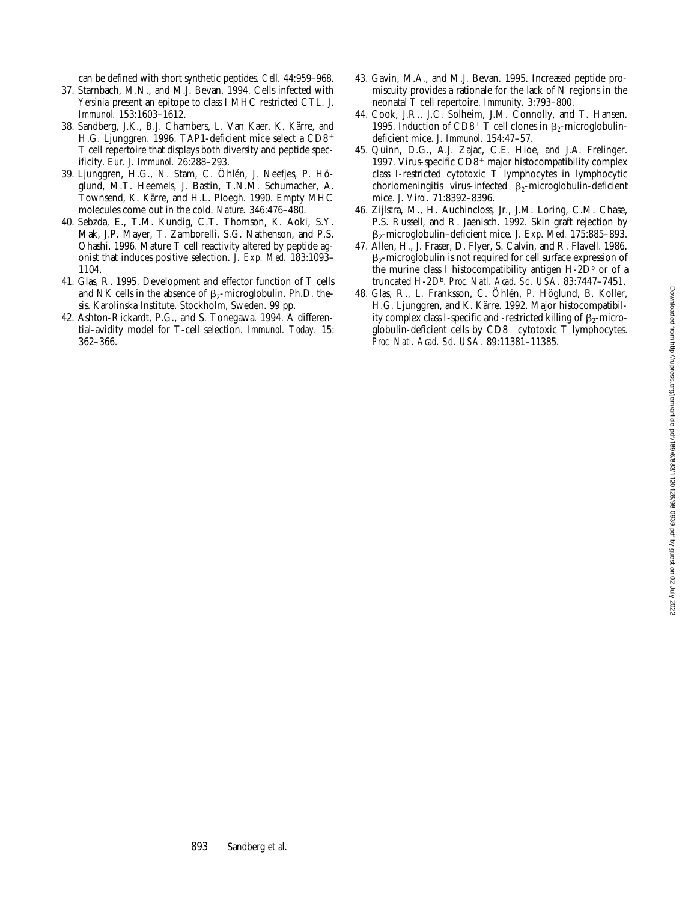can be defined with short synthetic peptides. *Cell.* 44:959–968.

37. Starnbach, M.N., and M.J. Bevan. 1994. Cells infected with *Yersinia* present an epitope to class I MHC restricted CTL. *J. Immunol.* 153:1603–1612.
38. Sandberg, J.K., B.J. Chambers, L. Van Kaer, K. Kärre, and H.G. Ljunggren. 1996. TAP1-deficient mice select a CD8$^+$ T cell repertoire that displays both diversity and peptide specificity. *Eur. J. Immunol.* 26:288–293.
39. Ljunggren, H.G., N. Stam, C. Öhlén, J. Neefjes, P. Höglund, M.T. Heemels, J. Bastin, T.N.M. Schumacher, A. Townsend, K. Kärre, and H.L. Ploegh. 1990. Empty MHC molecules come out in the cold. *Nature.* 346:476–480.
40. Sebzda, E., T.M. Kundig, C.T. Thomson, K. Aoki, S.Y. Mak, J.P. Mayer, T. Zamborelli, S.G. Nathenson, and P.S. Ohashi. 1996. Mature T cell reactivity altered by peptide agonist that induces positive selection. *J. Exp. Med.* 183:1093–1104.
41. Glas, R. 1995. Development and effector function of T cells and NK cells in the absence of $\beta_2$-microglobulin. Ph.D. thesis. Karolinska Institute. Stockholm, Sweden. 99 pp.
42. Ashton-Rickardt, P.G., and S. Tonegawa. 1994. A differential-avidity model for T-cell selection. *Immunol. Today.* 15: 362–366.
43. Gavin, M.A., and M.J. Bevan. 1995. Increased peptide promiscuity provides a rationale for the lack of N regions in the neonatal T cell repertoire. *Immunity.* 3:793–800.
44. Cook, J.R., J.C. Solheim, J.M. Connolly, and T. Hansen. 1995. Induction of CD8$^+$ T cell clones in $\beta_2$-microglobulin-deficient mice. *J. Immunol.* 154:47–57.
45. Quinn, D.G., A.J. Zajac, C.E. Hioe, and J.A. Frelinger. 1997. Virus-specific CD8$^+$ major histocompatibility complex class I-restricted cytotoxic T lymphocytes in lymphocytic choriomeningitis virus-infected $\beta_2$-microglobulin-deficient mice. *J. Virol.* 71:8392–8396.
46. Zijlstra, M., H. Auchincloss, Jr., J.M. Loring, C.M. Chase, P.S. Russell, and R. Jaenisch. 1992. Skin graft rejection by $\beta_2$-microglobulin–deficient mice. *J. Exp. Med.* 175:885–893.
47. Allen, H., J. Fraser, D. Flyer, S. Calvin, and R. Flavell. 1986. $\beta_2$-microglobulin is not required for cell surface expression of the murine class I histocompatibility antigen H-2D$^b$ or of a truncated H-2D$^b$. *Proc. Natl. Acad. Sci. USA.* 83:7447–7451.
48. Glas, R., L. Franksson, C. Öhlén, P. Höglund, B. Koller, H.G. Ljunggren, and K. Kärre. 1992. Major histocompatibility complex class I-specific and -restricted killing of $\beta_2$-microglobulin-deficient cells by CD8$^+$ cytotoxic T lymphocytes. *Proc. Natl. Acad. Sci. USA.* 89:11381–11385.